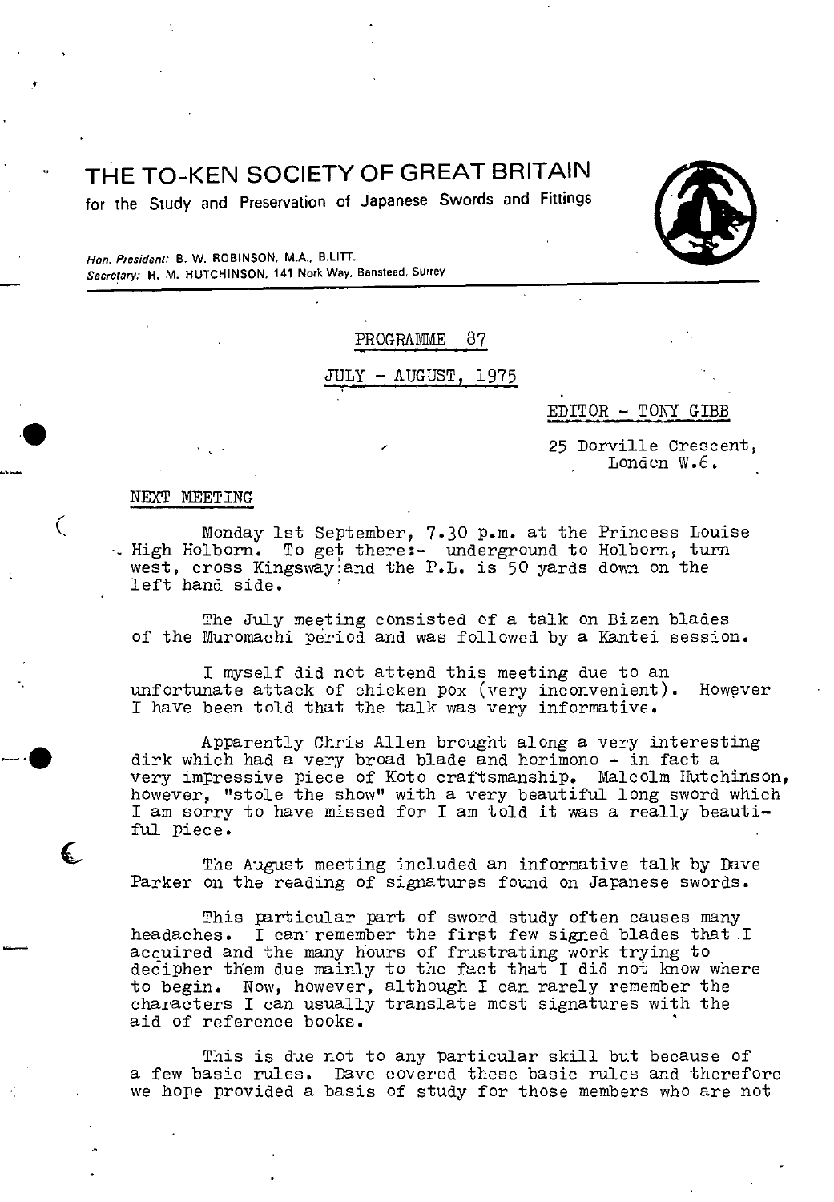# THE TO-KEN SOCIETY OF GREAT BRITAIN

for the Study and Preservation of Japanese Swords and Fittings

*Hon. President:* B. W. ROBINSON, M.A., B.LITT.
*Secretary:* H. M. HUTCHINSON, 141 Nork Way, Banstead, Surrey

PROGRAMME 87

JULY - AUGUST, 1975

EDITOR - TONY GIBB

25 Dorville Crescent,
London W.6.

## NEXT MEETING

Monday 1st September, 7.30 p.m. at the Princess Louise High Holborn. To get there:- underground to Holborn, turn west, cross Kingsway and the P.L. is 50 yards down on the left hand side.

The July meeting consisted of a talk on Bizen blades of the Muromachi period and was followed by a Kantei session.

I myself did not attend this meeting due to an unfortunate attack of chicken pox (very inconvenient). However I have been told that the talk was very informative.

Apparently Chris Allen brought along a very interesting dirk which had a very broad blade and horimono - in fact a very impressive piece of Koto craftsmanship. Malcolm Hutchinson, however, "stole the show" with a very beautiful long sword which I am sorry to have missed for I am told it was a really beautiful piece.

The August meeting included an informative talk by Dave Parker on the reading of signatures found on Japanese swords.

This particular part of sword study often causes many headaches. I can remember the first few signed blades that I acquired and the many hours of frustrating work trying to decipher them due mainly to the fact that I did not know where to begin. Now, however, although I can rarely remember the characters I can usually translate most signatures with the aid of reference books.

This is due not to any particular skill but because of a few basic rules. Dave covered these basic rules and therefore we hope provided a basis of study for those members who are not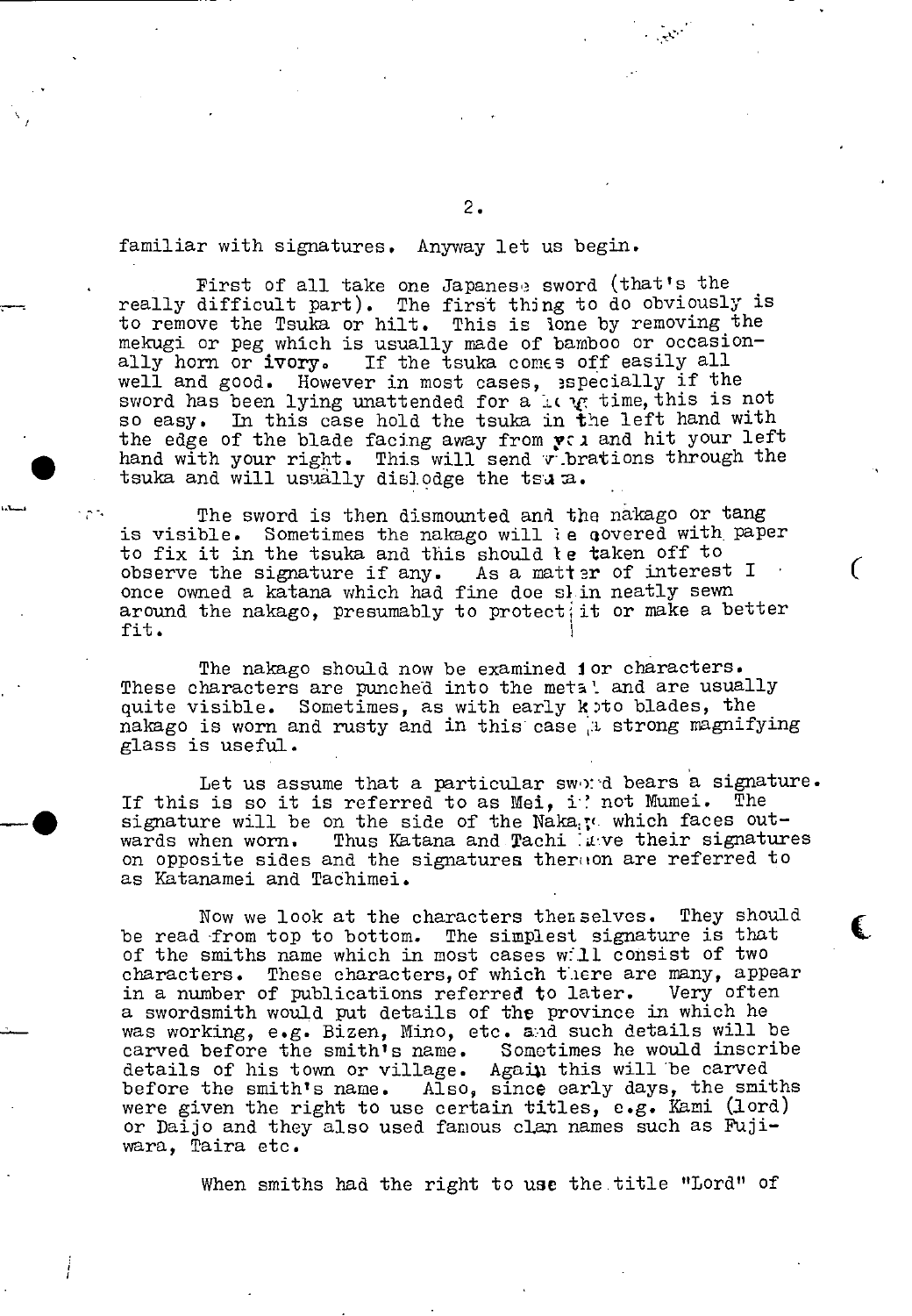familiar with signatures. Anyway let us begin.

First of all take one Japanese sword (that's the really difficult part). The first thing to do obviously is to remove the Tsuka or hilt. This is done by removing the mekugi or peg which is usually made of bamboo or occasionally horn or ivory. If the tsuka comes off easily all well and good. However in most cases, especially if the sword has been lying unattended for a long time, this is not so easy. In this case hold the tsuka in the left hand with the edge of the blade facing away from you and hit your left hand with your right. This will send vibrations through the tsuka and will usually dislodge the tsuka.

The sword is then dismounted and the nakago or tang is visible. Sometimes the nakago will be covered with paper to fix it in the tsuka and this should be taken off to observe the signature if any. As a matter of interest I once owned a katana which had fine doe skin neatly sewn around the nakago, presumably to protect it or make a better fit.

The nakago should now be examined for characters. These characters are punched into the metal and are usually quite visible. Sometimes, as with early koto blades, the nakago is worn and rusty and in this case a strong magnifying glass is useful.

Let us assume that a particular sword bears a signature. If this is so it is referred to as Mei, if not Mumei. The signature will be on the side of the Nakago which faces outwards when worn. Thus Katana and Tachi have their signatures on opposite sides and the signatures thereon are referred to as Katanamei and Tachimei.

Now we look at the characters themselves. They should be read from top to bottom. The simplest signature is that of the smiths name which in most cases will consist of two characters. These characters, of which there are many, appear in a number of publications referred to later. Very often a swordsmith would put details of the province in which he was working, e.g. Bizen, Mino, etc. and such details will be carved before the smith's name. Sometimes he would inscribe details of his town or village. Again this will be carved before the smith's name. Also, since early days, the smiths were given the right to use certain titles, e.g. Kami (lord) or Daijo and they also used famous clan names such as Fujiwara, Taira etc.

When smiths had the right to use the title "Lord" of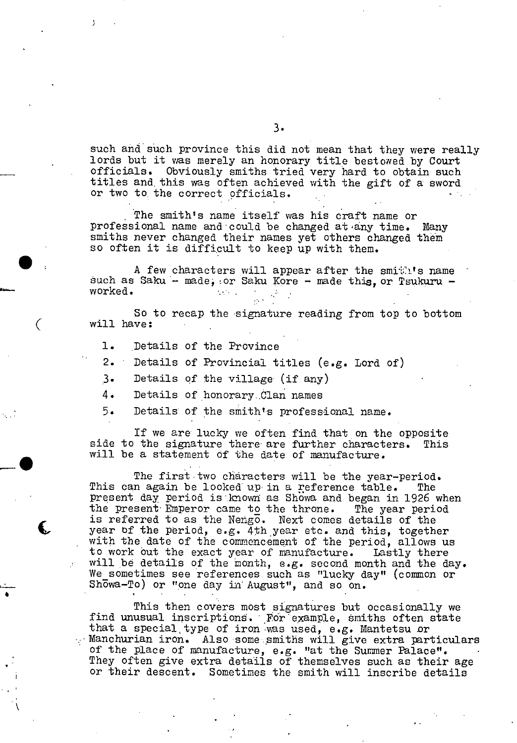such and such province this did not mean that they were really lords but it was merely an honorary title bestowed by Court officials. Obviously smiths tried very hard to obtain such titles and this was often achieved with the gift of a sword or two to the correct officials.

The smith's name itself was his craft name or professional name and could be changed at any time. Many smiths never changed their names yet others changed them so often it is difficult to keep up with them.

A few characters will appear after the smith's name such as Saku - made, or Saku Kore - made this, or Tsukuru - worked.

So to recap the signature reading from top to bottom will have:

1. Details of the Province
2. Details of Provincial titles (e.g. Lord of)
3. Details of the village (if any)
4. Details of honorary Clan names
5. Details of the smith's professional name.

If we are lucky we often find that on the opposite side to the signature there are further characters. This will be a statement of the date of manufacture.

The first two characters will be the year-period. This can again be looked up in a reference table. The present day period is known as Shōwa and began in 1926 when the present Emperor came to the throne. The year period is referred to as the Nengō. Next comes details of the year of the period, e.g. 4th year etc. and this, together with the date of the commencement of the period, allows us to work out the exact year of manufacture. Lastly there will be details of the month, e.g. second month and the day. We sometimes see references such as "lucky day" (common on Shōwa-To) or "one day in August", and so on.

This then covers most signatures but occasionally we find unusual inscriptions. For example, smiths often state that a special type of iron was used, e.g. Mantetsu or Manchurian iron. Also some smiths will give extra particulars of the place of manufacture, e.g. "at the Summer Palace". They often give extra details of themselves such as their age or their descent. Sometimes the smith will inscribe details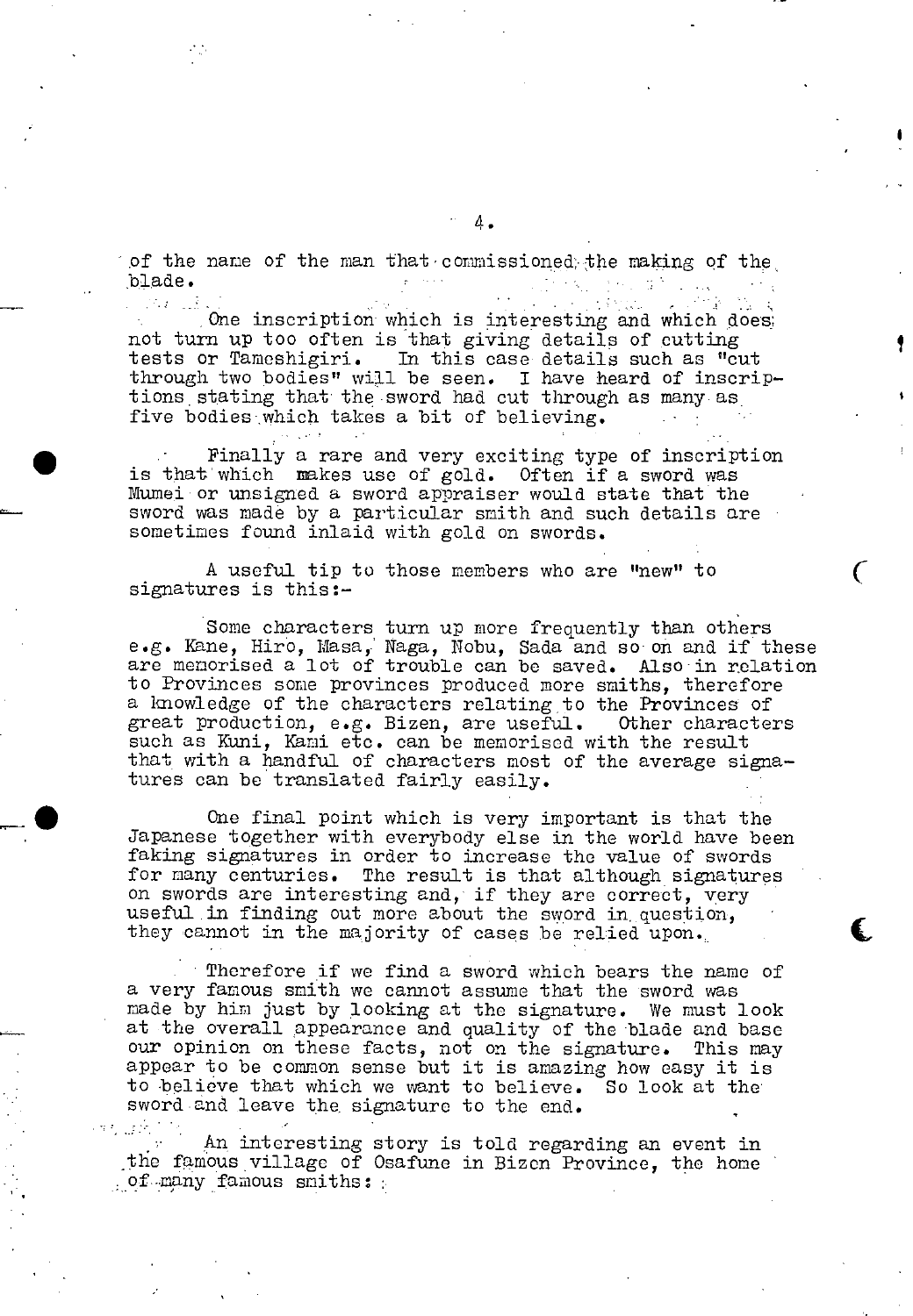of the name of the man that commissioned the making of the blade.

One inscription which is interesting and which does not turn up too often is that giving details of cutting tests or Tameshigiri. In this case details such as "cut through two bodies" will be seen. I have heard of inscriptions stating that the sword had cut through as many as five bodies which takes a bit of believing.

Finally a rare and very exciting type of inscription is that which makes use of gold. Often if a sword was Mumei or unsigned a sword appraiser would state that the sword was made by a particular smith and such details are sometimes found inlaid with gold on swords.

A useful tip to those members who are "new" to signatures is this:-

Some characters turn up more frequently than others e.g. Kane, Hiro, Masa, Naga, Nobu, Sada and so on and if these are memorised a lot of trouble can be saved. Also in relation to Provinces some provinces produced more smiths, therefore a knowledge of the characters relating to the Provinces of great production, e.g. Bizen, are useful. Other characters such as Kuni, Kami etc. can be memorised with the result that with a handful of characters most of the average signatures can be translated fairly easily.

One final point which is very important is that the Japanese together with everybody else in the world have been faking signatures in order to increase the value of swords for many centuries. The result is that although signatures on swords are interesting and, if they are correct, very useful in finding out more about the sword in question, they cannot in the majority of cases be relied upon.

Therefore if we find a sword which bears the name of a very famous smith we cannot assume that the sword was made by him just by looking at the signature. We must look at the overall appearance and quality of the blade and base our opinion on these facts, not on the signature. This may appear to be common sense but it is amazing how easy it is to believe that which we want to believe. So look at the sword and leave the signature to the end.

An interesting story is told regarding an event in the famous village of Osafune in Bizen Province, the home of many famous smiths: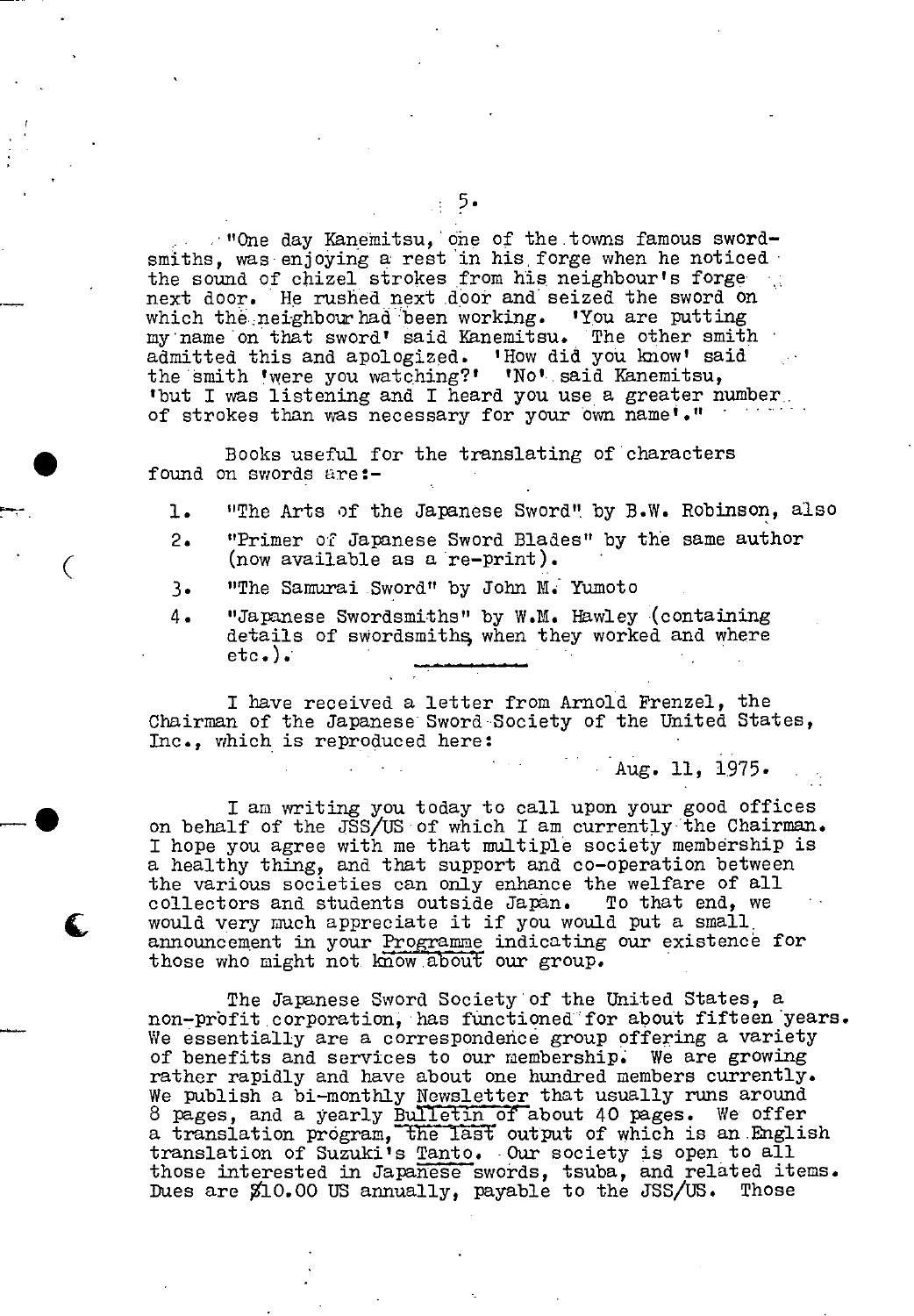"One day Kanemitsu, one of the towns famous swordsmiths, was enjoying a rest in his forge when he noticed the sound of chizel strokes from his neighbour's forge next door. He rushed next door and seized the sword on which the neighbour had been working. 'You are putting my name on that sword' said Kanemitsu. The other smith admitted this and apologized. 'How did you know' said the smith 'were you watching?' 'No' said Kanemitsu, 'but I was listening and I heard you use a greater number of strokes than was necessary for your own name'."

Books useful for the translating of characters found on swords are:-

1. "The Arts of the Japanese Sword" by B.W. Robinson, also
2. "Primer of Japanese Sword Blades" by the same author (now available as a re-print).
3. "The Samurai Sword" by John M. Yumoto
4. "Japanese Swordsmiths" by W.M. Hawley (containing details of swordsmiths, when they worked and where etc.).

---

I have received a letter from Arnold Frenzel, the Chairman of the Japanese Sword Society of the United States, Inc., which is reproduced here:

Aug. 11, 1975.

I am writing you today to call upon your good offices on behalf of the JSS/US of which I am currently the Chairman. I hope you agree with me that multiple society membership is a healthy thing, and that support and co-operation between the various societies can only enhance the welfare of all collectors and students outside Japan. To that end, we would very much appreciate it if you would put a small announcement in your Programme indicating our existence for those who might not know about our group.

The Japanese Sword Society of the United States, a non-profit corporation, has functioned for about fifteen years. We essentially are a correspondence group offering a variety of benefits and services to our membership. We are growing rather rapidly and have about one hundred members currently. We publish a bi-monthly Newsletter that usually runs around 8 pages, and a yearly Bulletin of about 40 pages. We offer a translation program, the last output of which is an English translation of Suzuki's Tanto. Our society is open to all those interested in Japanese swords, tsuba, and related items. Dues are $10.00 US annually, payable to the JSS/US. Those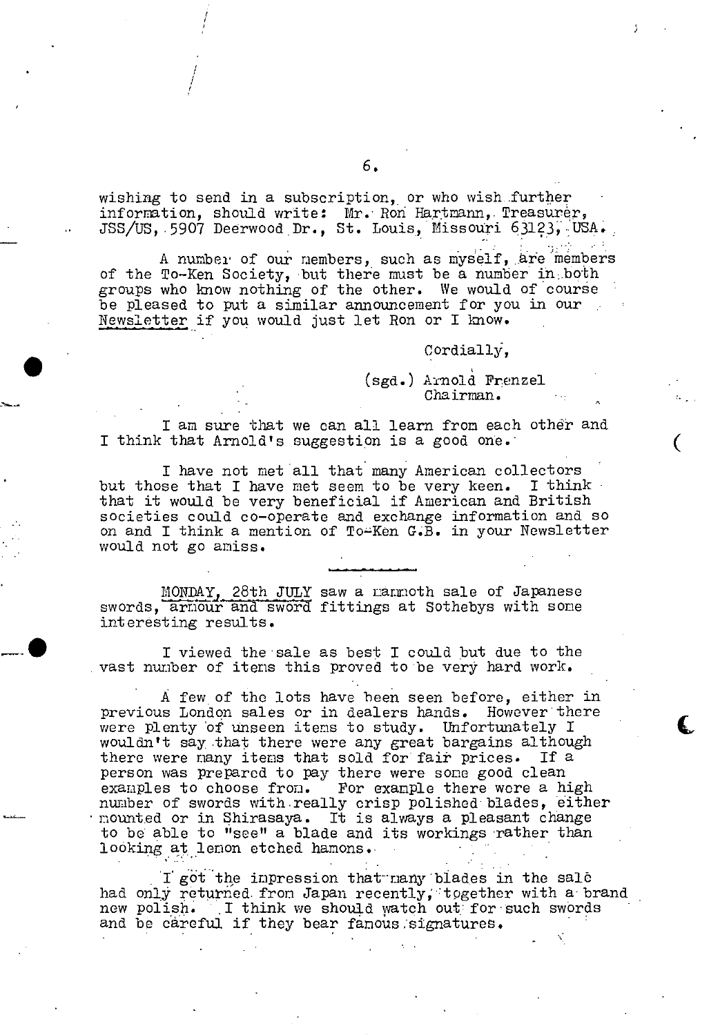wishing to send in a subscription, or who wish further information, should write: Mr. Ron Hartmann, Treasurer, JSS/US, 5907 Deerwood Dr., St. Louis, Missouri 63123, USA.

A number of our members, such as myself, are members of the To-Ken Society, but there must be a number in both groups who know nothing of the other. We would of course be pleased to put a similar announcement for you in our <u>Newsletter</u> if you would just let Ron or I know.

Cordially,

(sgd.) Arnold Frenzel
Chairman.

I am sure that we can all learn from each other and I think that Arnold's suggestion is a good one.

I have not met all that many American collectors but those that I have met seem to be very keen. I think that it would be very beneficial if American and British societies could co-operate and exchange information and so on and I think a mention of To-Ken G.B. in your Newsletter would not go amiss.

---

<u>MONDAY, 28th JULY</u> saw a mammoth sale of Japanese swords, <u>armour and sword</u> fittings at Sothebys with some interesting results.

I viewed the sale as best I could but due to the vast number of items this proved to be very hard work.

A few of the lots have been seen before, either in previous London sales or in dealers hands. However there were plenty of unseen items to study. Unfortunately I wouldn't say that there were any great bargains although there were many items that sold for fair prices. If a person was prepared to pay there were some good clean examples to choose from. For example there were a high number of swords with really crisp polished blades, either mounted or in Shirasaya. It is always a pleasant change to be able to "see" a blade and its workings rather than looking at lemon etched hamons.

I got the impression that many blades in the sale had only returned from Japan recently, together with a brand new polish. I think we should watch out for such swords and be careful if they bear famous signatures.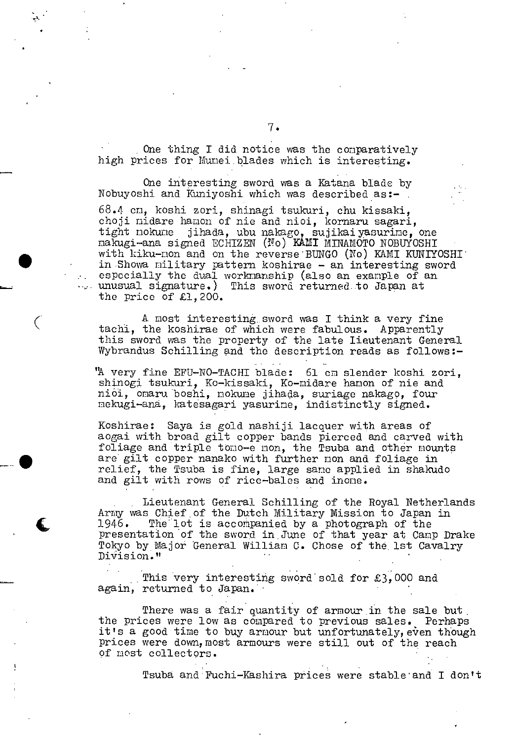One thing I did notice was the comparatively high prices for Mumei blades which is interesting.

One interesting sword was a Katana blade by Nobuyoshi and Kuniyoshi which was described as:-

68.4 cm, koshi zori, shinagi tsukuri, chu kissaki, choji midare hamon of nie and nioi, komaru sagari, tight mokume jihada, ubu nakago, sujikai yasurime, one nakugi-ana signed ECHIZEN (No) KAMI MINAMOTO NOBUYOSHI with kiku-mon and on the reverse BUNGO (No) KAMI KUNIYOSHI in Showa military pattern koshirae - an interesting sword especially the dual workmanship (also an example of an unusual signature.) This sword returned to Japan at the price of £1,200.

A most interesting sword was I think a very fine tachi, the koshirae of which were fabulous. Apparently this sword was the property of the late Lieutenant General Wybrandus Schilling and the description reads as follows:-

"A very fine EFU-NO-TACHI blade: 61 cm slender koshi zori, shinogi tsukuri, Ko-kissaki, Ko-midare hamon of nie and nioi, omaru boshi, mokume jihada, suriage nakago, four mekugi-ana, katesagari yasurime, indistinctly signed.

Koshirae: Saya is gold nashiji lacquer with areas of aogai with broad gilt copper bands pierced and carved with foliage and triple tomo-e mon, the Tsuba and other mounts are gilt copper nanako with further mon and foliage in relief, the Tsuba is fine, large same applied in shakudo and gilt with rows of rice-bales and inome.

Lieutenant General Schilling of the Royal Netherlands Army was Chief of the Dutch Military Mission to Japan in 1946. The lot is accompanied by a photograph of the presentation of the sword in June of that year at Camp Drake Tokyo by Major General William C. Chose of the 1st Cavalry Division."

This very interesting sword sold for £3,000 and again, returned to Japan.

There was a fair quantity of armour in the sale but the prices were low as compared to previous sales. Perhaps it's a good time to buy armour but unfortunately, even though prices were down, most armours were still out of the reach of most collectors.

Tsuba and Fuchi-Kashira prices were stable and I don't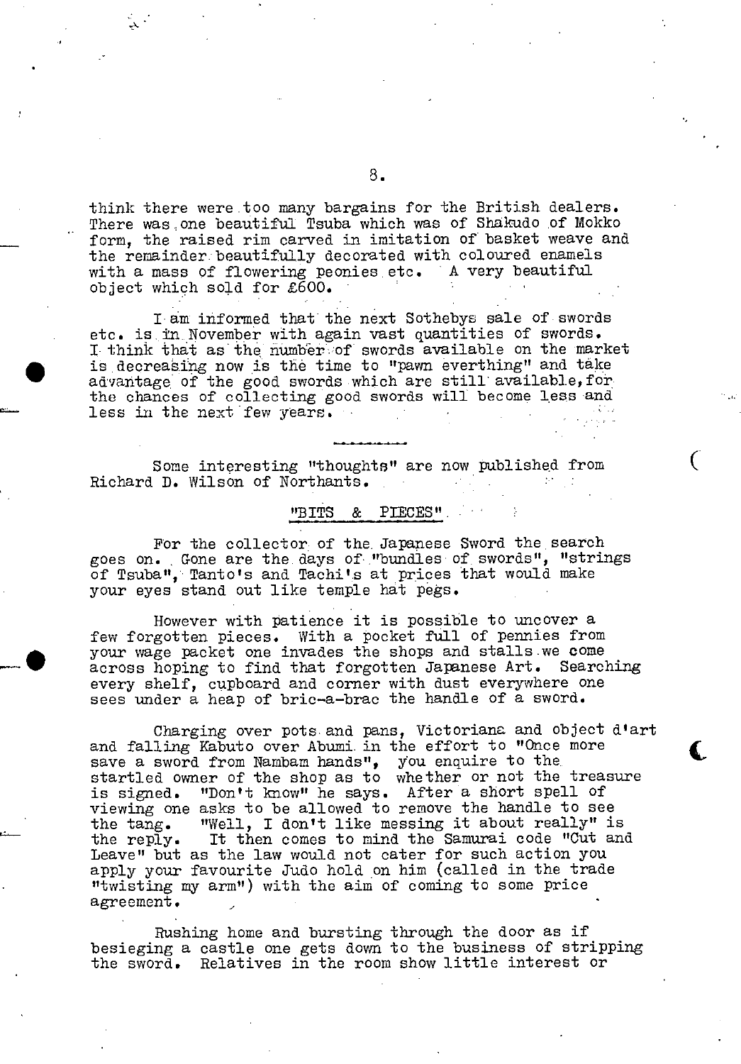think there were too many bargains for the British dealers. There was one beautiful Tsuba which was of Shakudo of Mokko form, the raised rim carved in imitation of basket weave and the remainder beautifully decorated with coloured enamels with a mass of flowering peonies etc. A very beautiful object which sold for £600.

I am informed that the next Sothebys sale of swords etc. is in November with again vast quantities of swords. I think that as the number of swords available on the market is decreasing now is the time to "pawn everthing" and take advantage of the good swords which are still available, for the chances of collecting good swords will become less and less in the next few years.

---

Some interesting "thoughts" are now published from Richard D. Wilson of Northants.

## "BITS & PIECES".

For the collector of the Japanese Sword the search goes on. Gone are the days of "bundles of swords", "strings of Tsuba", Tanto's and Tachi's at prices that would make your eyes stand out like temple hat pegs.

However with patience it is possible to uncover a few forgotten pieces. With a pocket full of pennies from your wage packet one invades the shops and stalls we come across hoping to find that forgotten Japanese Art. Searching every shelf, cupboard and corner with dust everywhere one sees under a heap of bric-a-brac the handle of a sword.

Charging over pots and pans, Victoriana and object d'art and falling Kabuto over Abumi in the effort to "Once more save a sword from Nambam hands", you enquire to the startled owner of the shop as to whether or not the treasure is signed. "Don't know" he says. After a short spell of viewing one asks to be allowed to remove the handle to see the tang. "Well, I don't like messing it about really" is the reply. It then comes to mind the Samurai code "Cut and Leave" but as the law would not cater for such action you apply your favourite Judo hold on him (called in the trade "twisting my arm") with the aim of coming to some price agreement.

Rushing home and bursting through the door as if besieging a castle one gets down to the business of stripping the sword. Relatives in the room show little interest or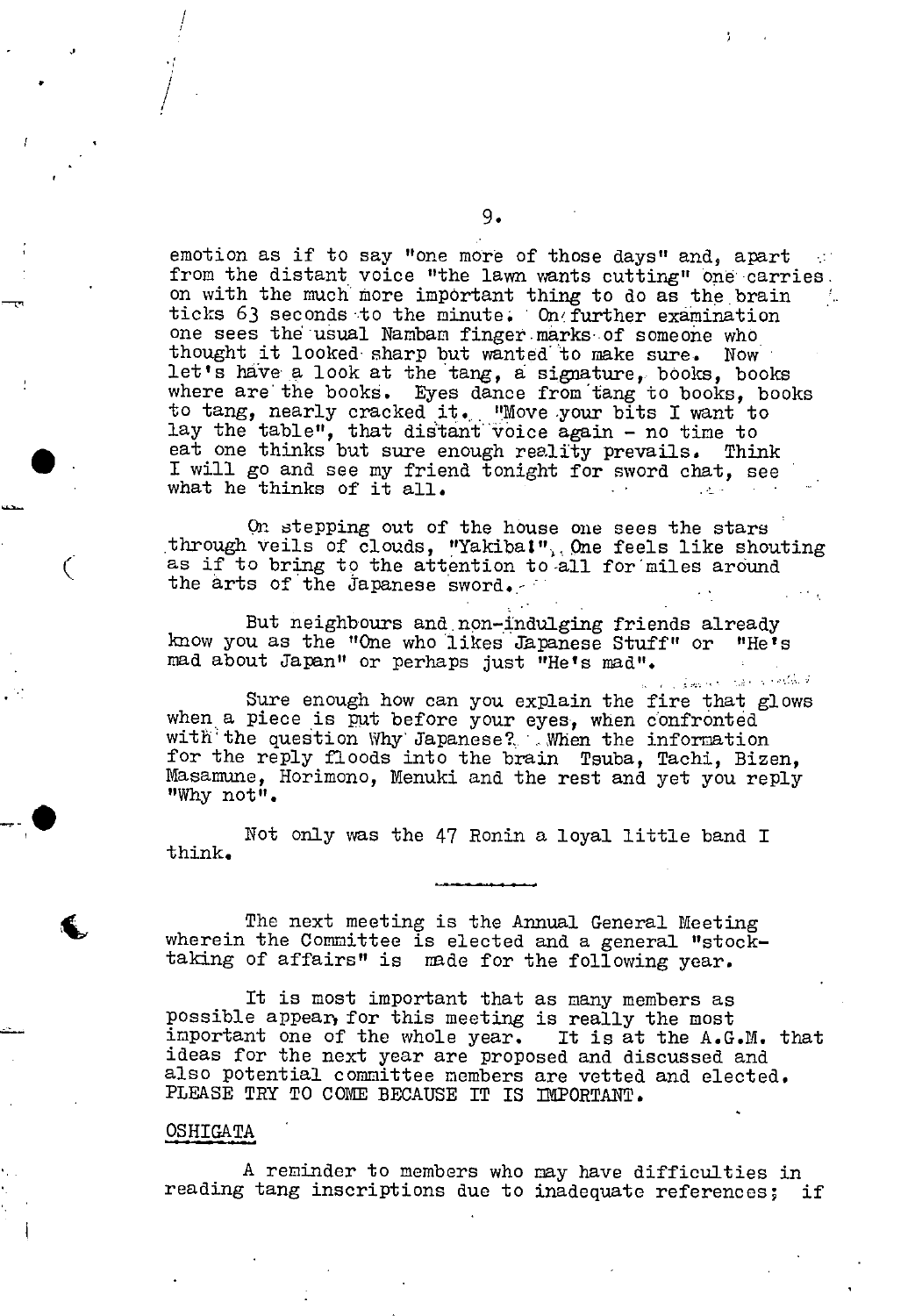emotion as if to say "one more of those days" and, apart from the distant voice "the lawn wants cutting" one carries on with the much more important thing to do as the brain ticks 63 seconds to the minute. On further examination one sees the usual Nambam finger marks of someone who thought it looked sharp but wanted to make sure. Now let's have a look at the tang, a signature, books, books where are the books. Eyes dance from tang to books, books to tang, nearly cracked it. "Move your bits I want to lay the table", that distant voice again - no time to eat one thinks but sure enough reality prevails. Think I will go and see my friend tonight for sword chat, see what he thinks of it all.

On stepping out of the house one sees the stars through veils of clouds, "Yakiba!". One feels like shouting as if to bring to the attention to all for miles around the arts of the Japanese sword.

But neighbours and non-indulging friends already know you as the "One who likes Japanese Stuff" or "He's mad about Japan" or perhaps just "He's mad".

Sure enough how can you explain the fire that glows when a piece is put before your eyes, when confronted with the question Why Japanese? When the information for the reply floods into the brain Tsuba, Tachi, Bizen, Masamune, Horimono, Menuki and the rest and yet you reply "Why not".

Not only was the 47 Ronin a loyal little band I think.

---

The next meeting is the Annual General Meeting wherein the Committee is elected and a general "stock-taking of affairs" is made for the following year.

It is most important that as many members as possible appear, for this meeting is really the most important one of the whole year. It is at the A.G.M. that ideas for the next year are proposed and discussed and also potential committee members are vetted and elected. PLEASE TRY TO COME BECAUSE IT IS IMPORTANT.

## OSHIGATA

A reminder to members who may have difficulties in reading tang inscriptions due to inadequate references; if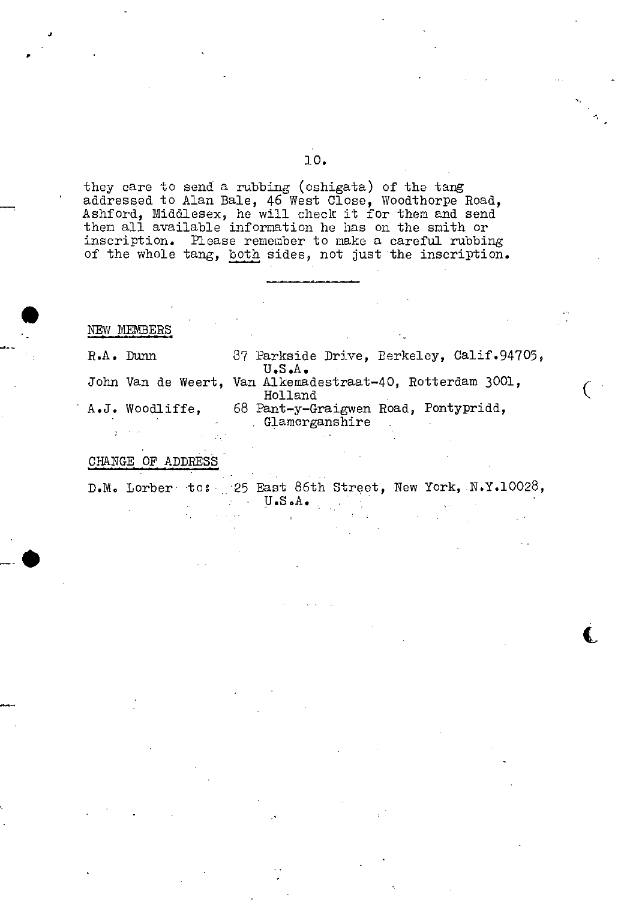they care to send a rubbing (oshigata) of the tang addressed to Alan Bale, 46 West Close, Woodthorpe Road, Ashford, Middlesex, he will check it for them and send them all available information he has on the smith or inscription. Please remember to make a careful rubbing of the whole tang, <u>both</u> sides, not just the inscription.

---

## NEW MEMBERS

| | |
|---|---|
| R.A. Dunn | 87 Parkside Drive, Berkeley, Calif.94705, U.S.A. |
| John Van de Weert, | Van Alkemadestraat-40, Rotterdam 3001, Holland |
| A.J. Woodliffe, | 68 Pant-y-Graigwen Road, Pontypridd, Glamorganshire |

## CHANGE OF ADDRESS

D.M. Lorber to: 25 East 86th Street, New York, N.Y.10028, U.S.A.